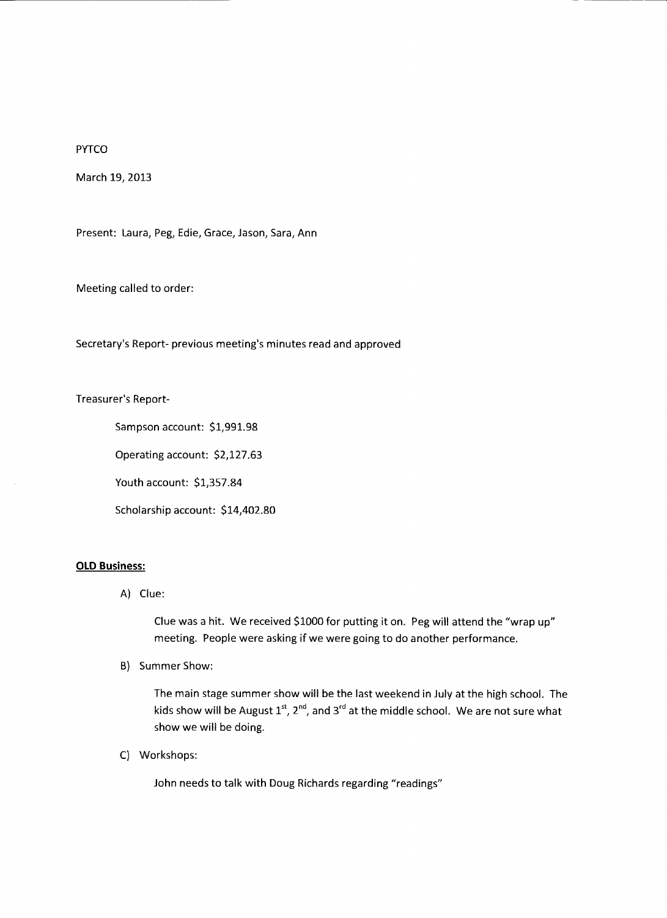PYTCO

March 19, 2013

Present: Laura, Peg, Edie, Grace, Jason, Sara, Ann

Meeting called to order:

Secretary's Report- previous meeting's minutes read and approved

Treasurer's Report-

Sampson account: $1,991.98

Operating account: $2,127.63

Youth account: $1,357.84

Scholarship account: $14,402.80

**OLD Business:**

A) Clue:

Clue was a hit. We received $1000 for putting it on. Peg will attend the "wrap up" meeting. People were asking if we were going to do another performance.

B) Summer Show:

The main stage summer show will be the last weekend in July at the high school. The kids show will be August 1st, 2nd, and 3rd at the middle school. We are not sure what show we will be doing.

C) Workshops:

John needs to talk with Doug Richards regarding "readings"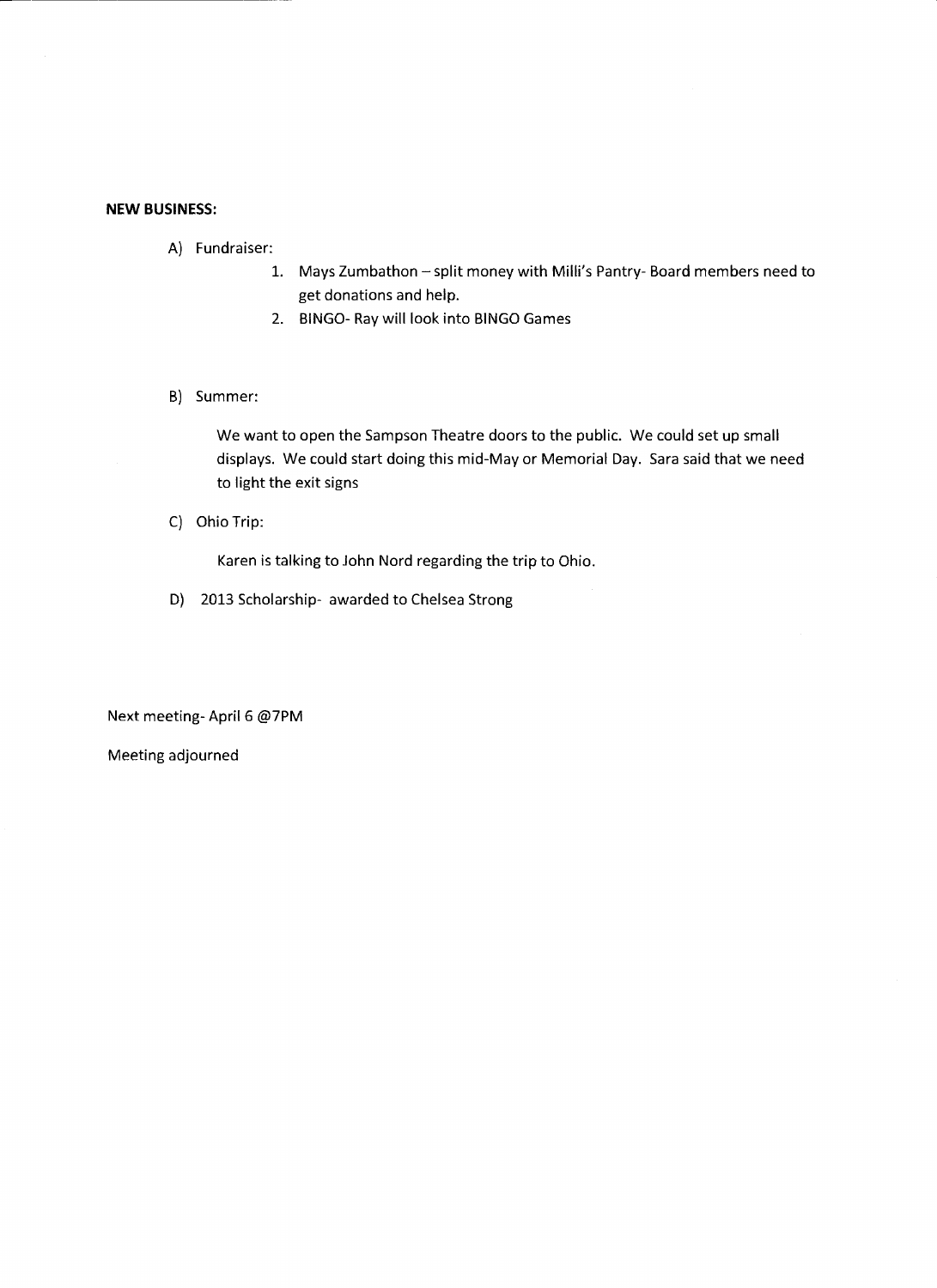**NEW BUSINESS:**

A) Fundraiser:

1. Mays Zumbathon – split money with Milli's Pantry- Board members need to get donations and help.
2. BINGO- Ray will look into BINGO Games

B) Summer:

We want to open the Sampson Theatre doors to the public. We could set up small displays. We could start doing this mid-May or Memorial Day. Sara said that we need to light the exit signs

C) Ohio Trip:

Karen is talking to John Nord regarding the trip to Ohio.

D) 2013 Scholarship- awarded to Chelsea Strong

Next meeting- April 6 @7PM

Meeting adjourned